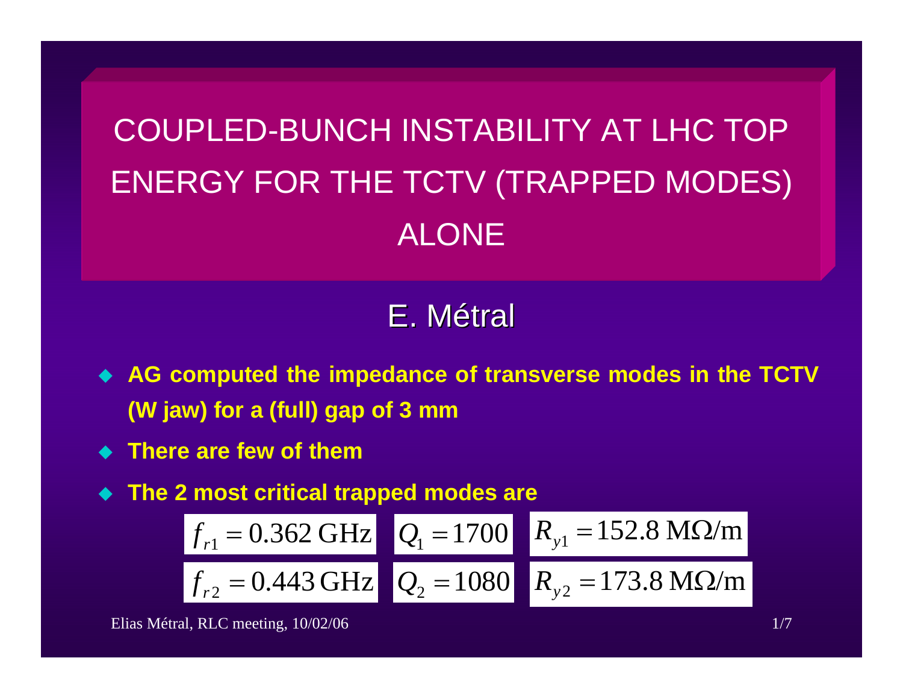# COUPLED-BUNCH INSTABILITY AT LHC TOP ENERGY FOR THE TCTV (TRAPPED MODES) ALONE

## E. Métral

- **AG computed the impedance of transverse modes in the TCTV (W jaw) for a (full) gap of 3 mm**
- **There are few of them**
- **The 2 most critical trapped modes are**

$$f_{r1} = 0.362 \text{ GHz} \qquad Q_1 = 1700 \qquad R_{y1} = 152.8 \text{ M}\Omega/\text{m}$$

$$f_{r2} = 0.443 \text{ GHz} \qquad Q_2 = 1080 \qquad R_{y2} = 173.8 \text{ M}\Omega/\text{m}$$

Elias Métral, RLC meeting, 10/02/06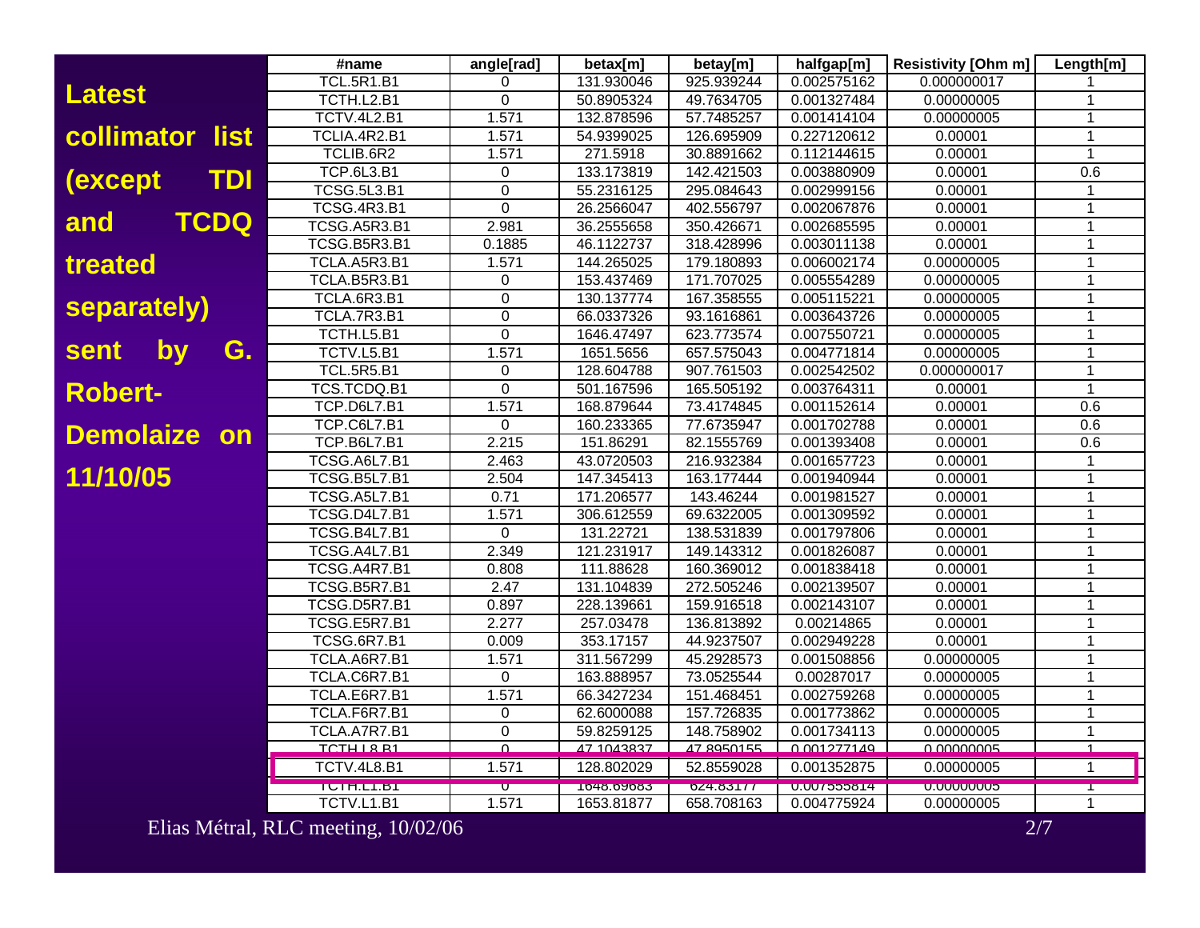**Latest collimator list (except TDI and TCDQ treated separately) sent by G. Robert-Demolaize on 11/10/05**

| #name | angle[rad] | betax[m] | betay[m] | halfgap[m] | Resistivity [Ohm m] | Length[m] |
|---|---|---|---|---|---|---|
| TCL.5R1.B1 | 0 | 131.930046 | 925.939244 | 0.002575162 | 0.000000017 | 1 |
| TCTH.L2.B1 | 0 | 50.8905324 | 49.7634705 | 0.001327484 | 0.00000005 | 1 |
| TCTV.4L2.B1 | 1.571 | 132.878596 | 57.7485257 | 0.001414104 | 0.00000005 | 1 |
| TCLIA.4R2.B1 | 1.571 | 54.9399025 | 126.695909 | 0.227120612 | 0.00001 | 1 |
| TCLIB.6R2 | 1.571 | 271.5918 | 30.8891662 | 0.112144615 | 0.00001 | 1 |
| TCP.6L3.B1 | 0 | 133.173819 | 142.421503 | 0.003880909 | 0.00001 | 0.6 |
| TCSG.5L3.B1 | 0 | 55.2316125 | 295.084643 | 0.002999156 | 0.00001 | 1 |
| TCSG.4R3.B1 | 0 | 26.2566047 | 402.556797 | 0.002067876 | 0.00001 | 1 |
| TCSG.A5R3.B1 | 2.981 | 36.2555658 | 350.426671 | 0.002685595 | 0.00001 | 1 |
| TCSG.B5R3.B1 | 0.1885 | 46.1122737 | 318.428996 | 0.003011138 | 0.00001 | 1 |
| TCLA.A5R3.B1 | 1.571 | 144.265025 | 179.180893 | 0.006002174 | 0.00000005 | 1 |
| TCLA.B5R3.B1 | 0 | 153.437469 | 171.707025 | 0.005554289 | 0.00000005 | 1 |
| TCLA.6R3.B1 | 0 | 130.137774 | 167.358555 | 0.005115221 | 0.00000005 | 1 |
| TCLA.7R3.B1 | 0 | 66.0337326 | 93.1616861 | 0.003643726 | 0.00000005 | 1 |
| TCTH.L5.B1 | 0 | 1646.47497 | 623.773574 | 0.007550721 | 0.00000005 | 1 |
| TCTV.L5.B1 | 1.571 | 1651.5656 | 657.575043 | 0.004771814 | 0.00000005 | 1 |
| TCL.5R5.B1 | 0 | 128.604788 | 907.761503 | 0.002542502 | 0.000000017 | 1 |
| TCS.TCDQ.B1 | 0 | 501.167596 | 165.505192 | 0.003764311 | 0.00001 | 1 |
| TCP.D6L7.B1 | 1.571 | 168.879644 | 73.4174845 | 0.001152614 | 0.00001 | 0.6 |
| TCP.C6L7.B1 | 0 | 160.233365 | 77.6735947 | 0.001702788 | 0.00001 | 0.6 |
| TCP.B6L7.B1 | 2.215 | 151.86291 | 82.1555769 | 0.001393408 | 0.00001 | 0.6 |
| TCSG.A6L7.B1 | 2.463 | 43.0720503 | 216.932384 | 0.001657723 | 0.00001 | 1 |
| TCSG.B5L7.B1 | 2.504 | 147.345413 | 163.177444 | 0.001940944 | 0.00001 | 1 |
| TCSG.A5L7.B1 | 0.71 | 171.206577 | 143.46244 | 0.001981527 | 0.00001 | 1 |
| TCSG.D4L7.B1 | 1.571 | 306.612559 | 69.6322005 | 0.001309592 | 0.00001 | 1 |
| TCSG.B4L7.B1 | 0 | 131.22721 | 138.531839 | 0.001797806 | 0.00001 | 1 |
| TCSG.A4L7.B1 | 2.349 | 121.231917 | 149.143312 | 0.001826087 | 0.00001 | 1 |
| TCSG.A4R7.B1 | 0.808 | 111.88628 | 160.369012 | 0.001838418 | 0.00001 | 1 |
| TCSG.B5R7.B1 | 2.47 | 131.104839 | 272.505246 | 0.002139507 | 0.00001 | 1 |
| TCSG.D5R7.B1 | 0.897 | 228.139661 | 159.916518 | 0.002143107 | 0.00001 | 1 |
| TCSG.E5R7.B1 | 2.277 | 257.03478 | 136.813892 | 0.00214865 | 0.00001 | 1 |
| TCSG.6R7.B1 | 0.009 | 353.17157 | 44.9237507 | 0.002949228 | 0.00001 | 1 |
| TCLA.A6R7.B1 | 1.571 | 311.567299 | 45.2928573 | 0.001508856 | 0.00000005 | 1 |
| TCLA.C6R7.B1 | 0 | 163.888957 | 73.0525544 | 0.00287017 | 0.00000005 | 1 |
| TCLA.E6R7.B1 | 1.571 | 66.3427234 | 151.468451 | 0.002759268 | 0.00000005 | 1 |
| TCLA.F6R7.B1 | 0 | 62.6000088 | 157.726835 | 0.001773862 | 0.00000005 | 1 |
| TCLA.A7R7.B1 | 0 | 59.8259125 | 148.758902 | 0.001734113 | 0.00000005 | 1 |
| TCTH.L8.B1 | 0 | 47.1043837 | 47.8950155 | 0.001277149 | 0.00000005 | 1 |
| TCTV.4L8.B1 | 1.571 | 128.802029 | 52.8559028 | 0.001352875 | 0.00000005 | 1 |
| TCTH.L1.B1 | 0 | 1648.69683 | 624.83177 | 0.007555814 | 0.00000005 | 1 |
| TCTV.L1.B1 | 1.571 | 1653.81877 | 658.708163 | 0.004775924 | 0.00000005 | 1 |

Elias Métral, RLC meeting, 10/02/06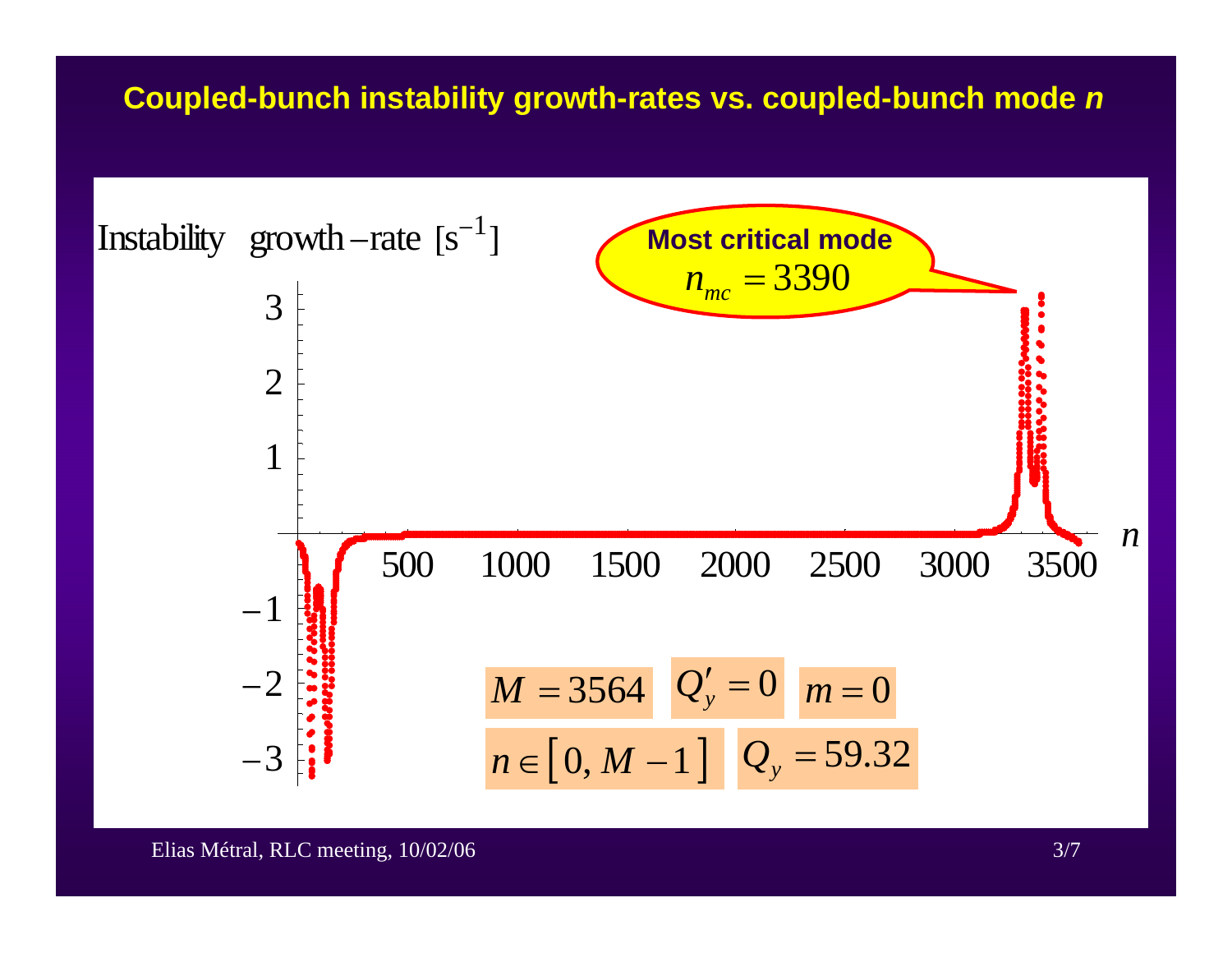# Coupled-bunch instability growth-rates vs. coupled-bunch mode *n*

Instability growth−rate [$s^{-1}$]

**Most critical mode** $n_{mc} = 3390$

$M = 3564$ $Q'_y = 0$ $m = 0$

$n \in [0, M-1]$ $Q_y = 59.32$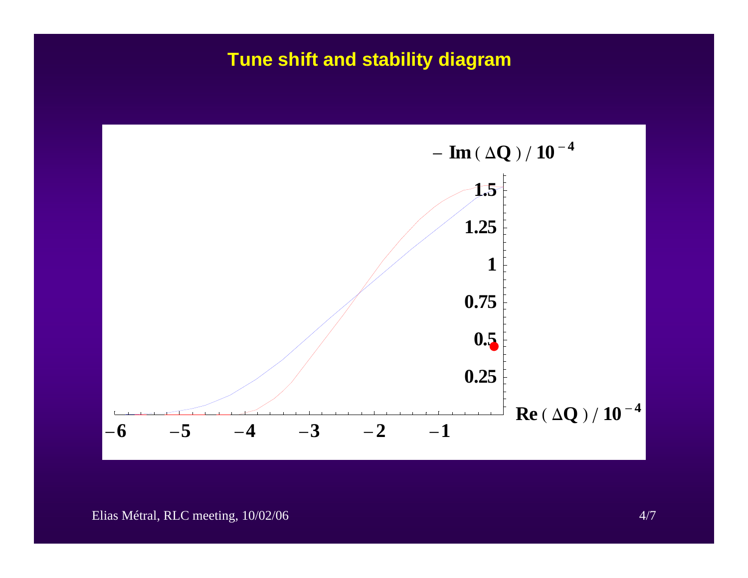# Tune shift and stability diagram

$- \mathbf{Im}\,(\Delta Q) / 10^{-4}$

1.5

1.25

1

0.75

0.5

0.25

$\mathbf{Re}\,(\Delta Q) / 10^{-4}$

−6 −5 −4 −3 −2 −1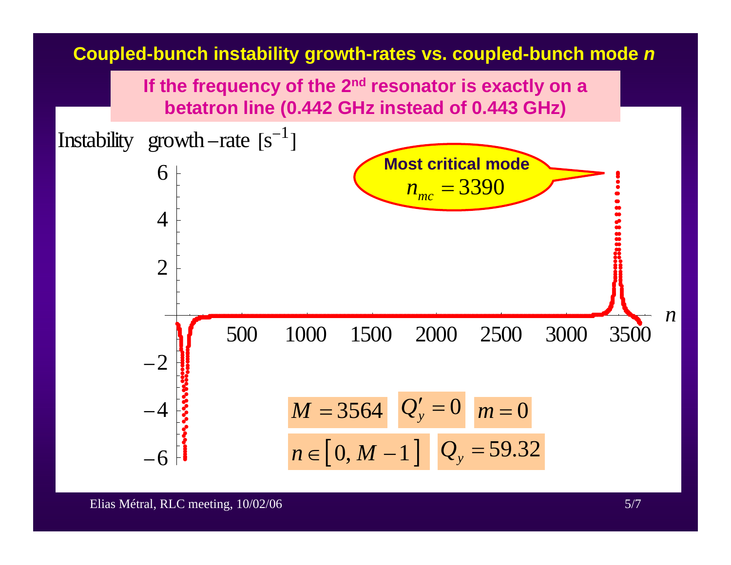## Coupled-bunch instability growth-rates vs. coupled-bunch mode *n*

**If the frequency of the 2nd resonator is exactly on a betatron line (0.442 GHz instead of 0.443 GHz)**

Instability growth-rate [$s^{-1}$]

**Most critical mode**
$n_{mc} = 3390$

$M = 3564$ $Q'_y = 0$ $m = 0$

$n \in [0, M-1]$ $Q_y = 59.32$

Elias Métral, RLC meeting, 10/02/06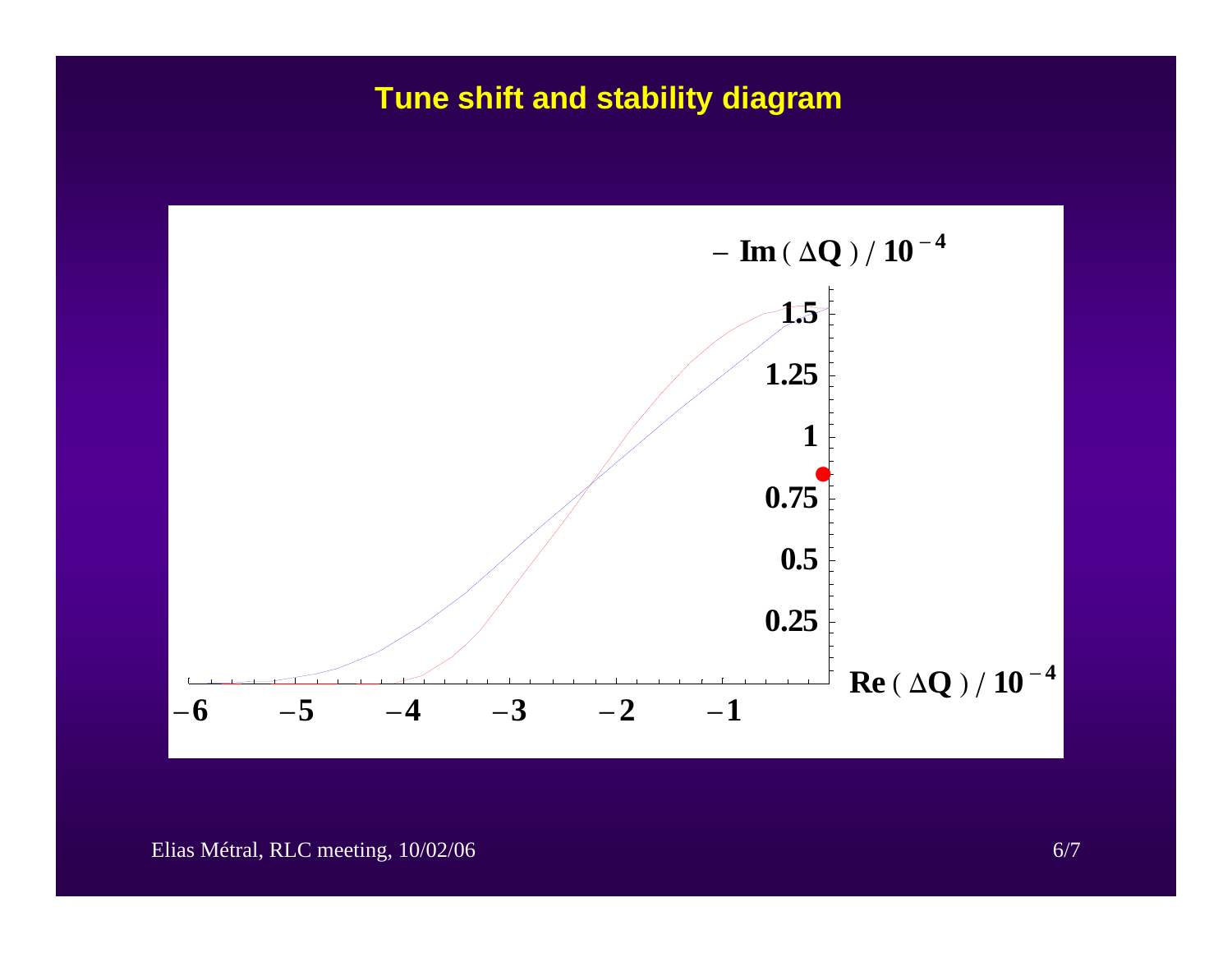# Tune shift and stability diagram

$-\,\mathrm{Im}\,(\Delta Q)\,/\,10^{-4}$

$\mathrm{Re}\,(\Delta Q)\,/\,10^{-4}$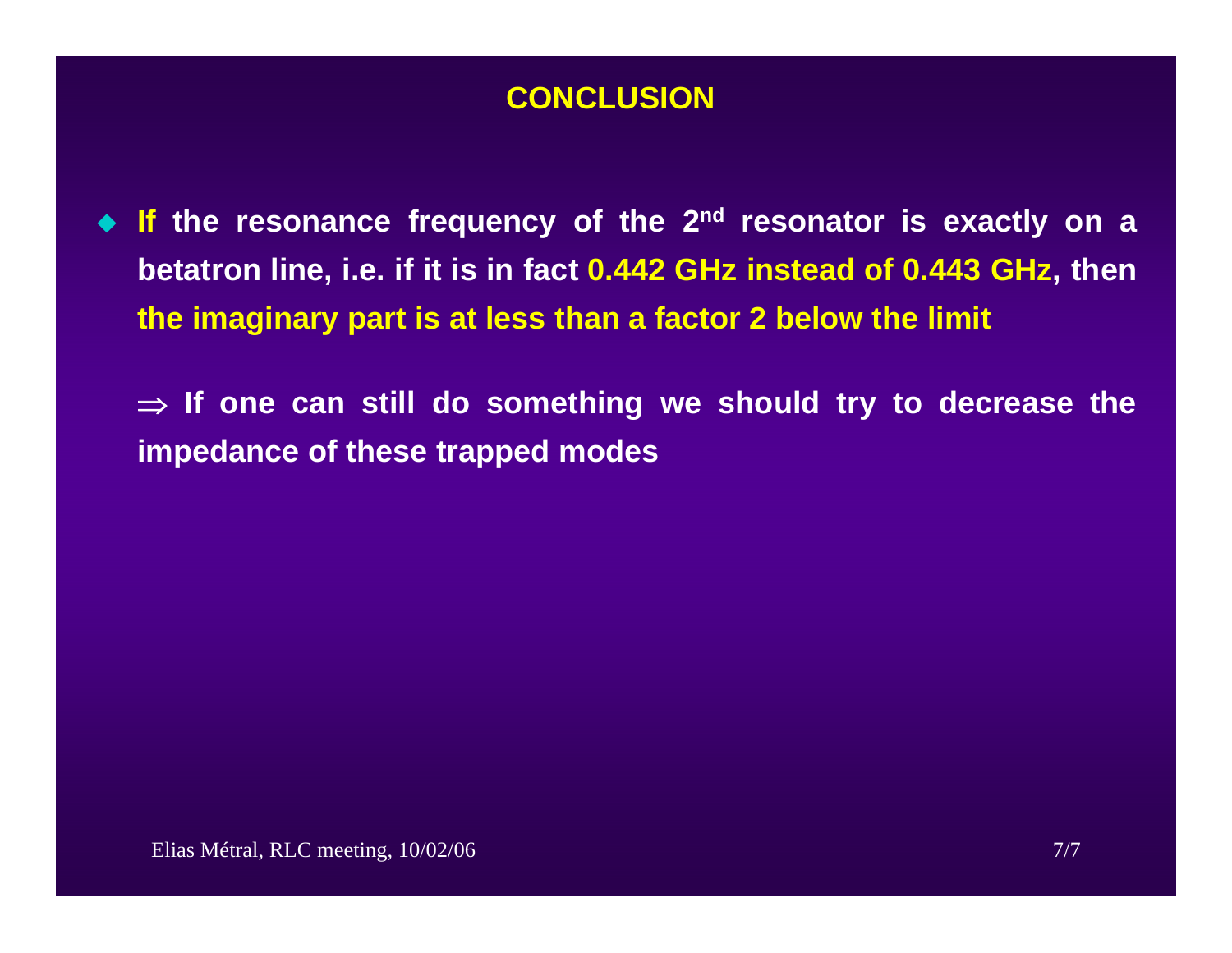## CONCLUSION

- **If the resonance frequency of the 2nd resonator is exactly on a betatron line, i.e. if it is in fact 0.442 GHz instead of 0.443 GHz, then the imaginary part is at less than a factor 2 below the limit**

  **$\Rightarrow$ If one can still do something we should try to decrease the impedance of these trapped modes**

Elias Métral, RLC meeting, 10/02/06